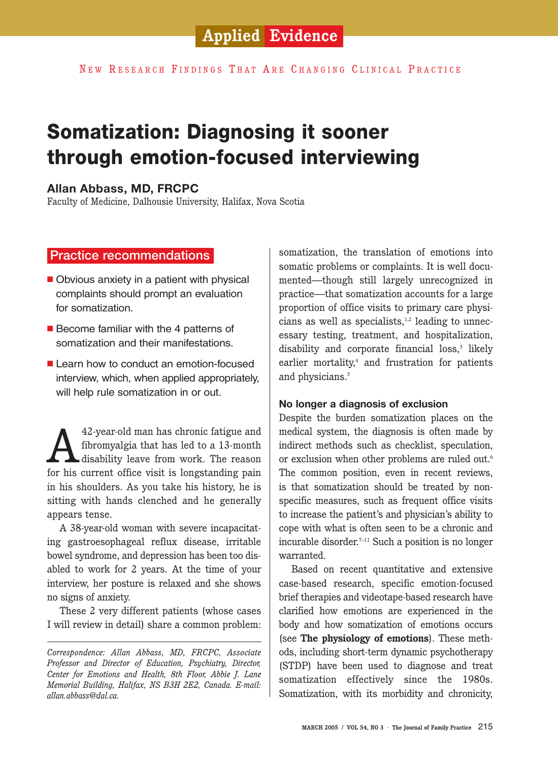Applied Evidence

NEW RESEARCH FINDINGS THAT ARE CHANGING CLINICAL PRACTICE

# Somatization: Diagnosing it sooner through emotion-focused interviewing

**Allan Abbass, MD, FRCPC**
Faculty of Medicine, Dalhousie University, Halifax, Nova Scotia

## Practice recommendations

- Obvious anxiety in a patient with physical complaints should prompt an evaluation for somatization.
- Become familiar with the 4 patterns of somatization and their manifestations.
- Learn how to conduct an emotion-focused interview, which, when applied appropriately, will help rule somatization in or out.

A 42-year-old man has chronic fatigue and fibromyalgia that has led to a 13-month disability leave from work. The reason for his current office visit is longstanding pain in his shoulders. As you take his history, he is sitting with hands clenched and he generally appears tense.

A 38-year-old woman with severe incapacitating gastroesophageal reflux disease, irritable bowel syndrome, and depression has been too disabled to work for 2 years. At the time of your interview, her posture is relaxed and she shows no signs of anxiety.

These 2 very different patients (whose cases I will review in detail) share a common problem: somatization, the translation of emotions into somatic problems or complaints. It is well documented—though still largely unrecognized in practice—that somatization accounts for a large proportion of office visits to primary care physicians as well as specialists,[1,2] leading to unnecessary testing, treatment, and hospitalization, disability and corporate financial loss,[3] likely earlier mortality,[4] and frustration for patients and physicians.[5]

### No longer a diagnosis of exclusion

Despite the burden somatization places on the medical system, the diagnosis is often made by indirect methods such as checklist, speculation, or exclusion when other problems are ruled out.[6] The common position, even in recent reviews, is that somatization should be treated by nonspecific measures, such as frequent office visits to increase the patient's and physician's ability to cope with what is often seen to be a chronic and incurable disorder.[7–11] Such a position is no longer warranted.

Based on recent quantitative and extensive case-based research, specific emotion-focused brief therapies and videotape-based research have clarified how emotions are experienced in the body and how somatization of emotions occurs (see **The physiology of emotions**). These methods, including short-term dynamic psychotherapy (STDP) have been used to diagnose and treat somatization effectively since the 1980s. Somatization, with its morbidity and chronicity,

*Correspondence: Allan Abbass, MD, FRCPC, Associate Professor and Director of Education, Psychiatry, Director, Center for Emotions and Health, 8th Floor, Abbie J. Lane Memorial Building, Halifax, NS B3H 2E2, Canada. E-mail: allan.abbass@dal.ca.*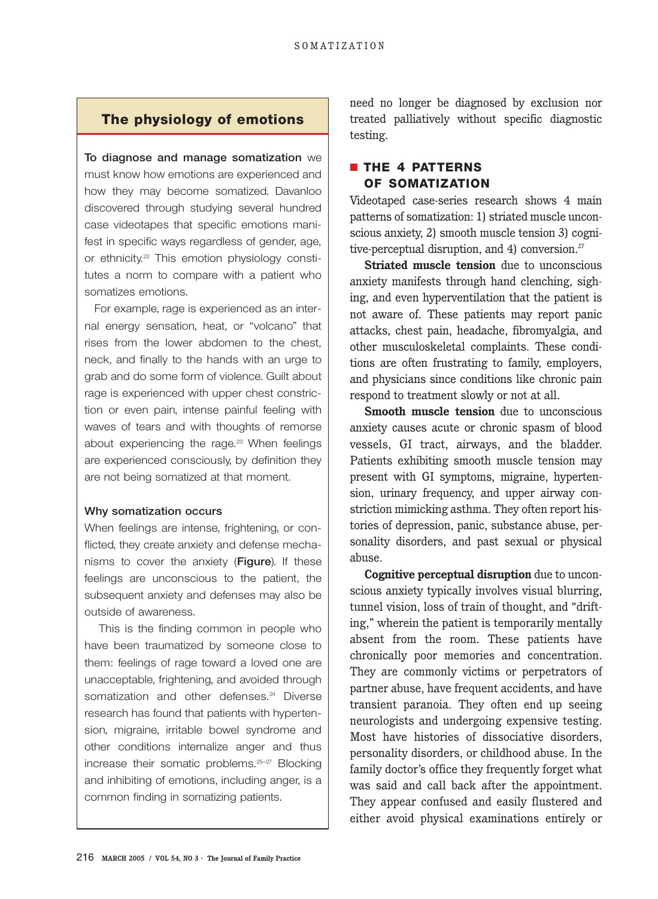## The physiology of emotions

**To diagnose and manage somatization** we must know how emotions are experienced and how they may become somatized. Davanloo discovered through studying several hundred case videotapes that specific emotions manifest in specific ways regardless of gender, age, or ethnicity.[22] This emotion physiology constitutes a norm to compare with a patient who somatizes emotions.

For example, rage is experienced as an internal energy sensation, heat, or "volcano" that rises from the lower abdomen to the chest, neck, and finally to the hands with an urge to grab and do some form of violence. Guilt about rage is experienced with upper chest constriction or even pain, intense painful feeling with waves of tears and with thoughts of remorse about experiencing the rage.[23] When feelings are experienced consciously, by definition they are not being somatized at that moment.

### Why somatization occurs

When feelings are intense, frightening, or conflicted, they create anxiety and defense mechanisms to cover the anxiety (**Figure**). If these feelings are unconscious to the patient, the subsequent anxiety and defenses may also be outside of awareness.

This is the finding common in people who have been traumatized by someone close to them: feelings of rage toward a loved one are unacceptable, frightening, and avoided through somatization and other defenses.[24] Diverse research has found that patients with hypertension, migraine, irritable bowel syndrome and other conditions internalize anger and thus increase their somatic problems.[25–27] Blocking and inhibiting of emotions, including anger, is a common finding in somatizing patients.

need no longer be diagnosed by exclusion nor treated palliatively without specific diagnostic testing.

## THE 4 PATTERNS OF SOMATIZATION

Videotaped case-series research shows 4 main patterns of somatization: 1) striated muscle unconscious anxiety, 2) smooth muscle tension 3) cognitive-perceptual disruption, and 4) conversion.[27]

**Striated muscle tension** due to unconscious anxiety manifests through hand clenching, sighing, and even hyperventilation that the patient is not aware of. These patients may report panic attacks, chest pain, headache, fibromyalgia, and other musculoskeletal complaints. These conditions are often frustrating to family, employers, and physicians since conditions like chronic pain respond to treatment slowly or not at all.

**Smooth muscle tension** due to unconscious anxiety causes acute or chronic spasm of blood vessels, GI tract, airways, and the bladder. Patients exhibiting smooth muscle tension may present with GI symptoms, migraine, hypertension, urinary frequency, and upper airway constriction mimicking asthma. They often report histories of depression, panic, substance abuse, personality disorders, and past sexual or physical abuse.

**Cognitive perceptual disruption** due to unconscious anxiety typically involves visual blurring, tunnel vision, loss of train of thought, and "drifting," wherein the patient is temporarily mentally absent from the room. These patients have chronically poor memories and concentration. They are commonly victims or perpetrators of partner abuse, have frequent accidents, and have transient paranoia. They often end up seeing neurologists and undergoing expensive testing. Most have histories of dissociative disorders, personality disorders, or childhood abuse. In the family doctor's office they frequently forget what was said and call back after the appointment. They appear confused and easily flustered and either avoid physical examinations entirely or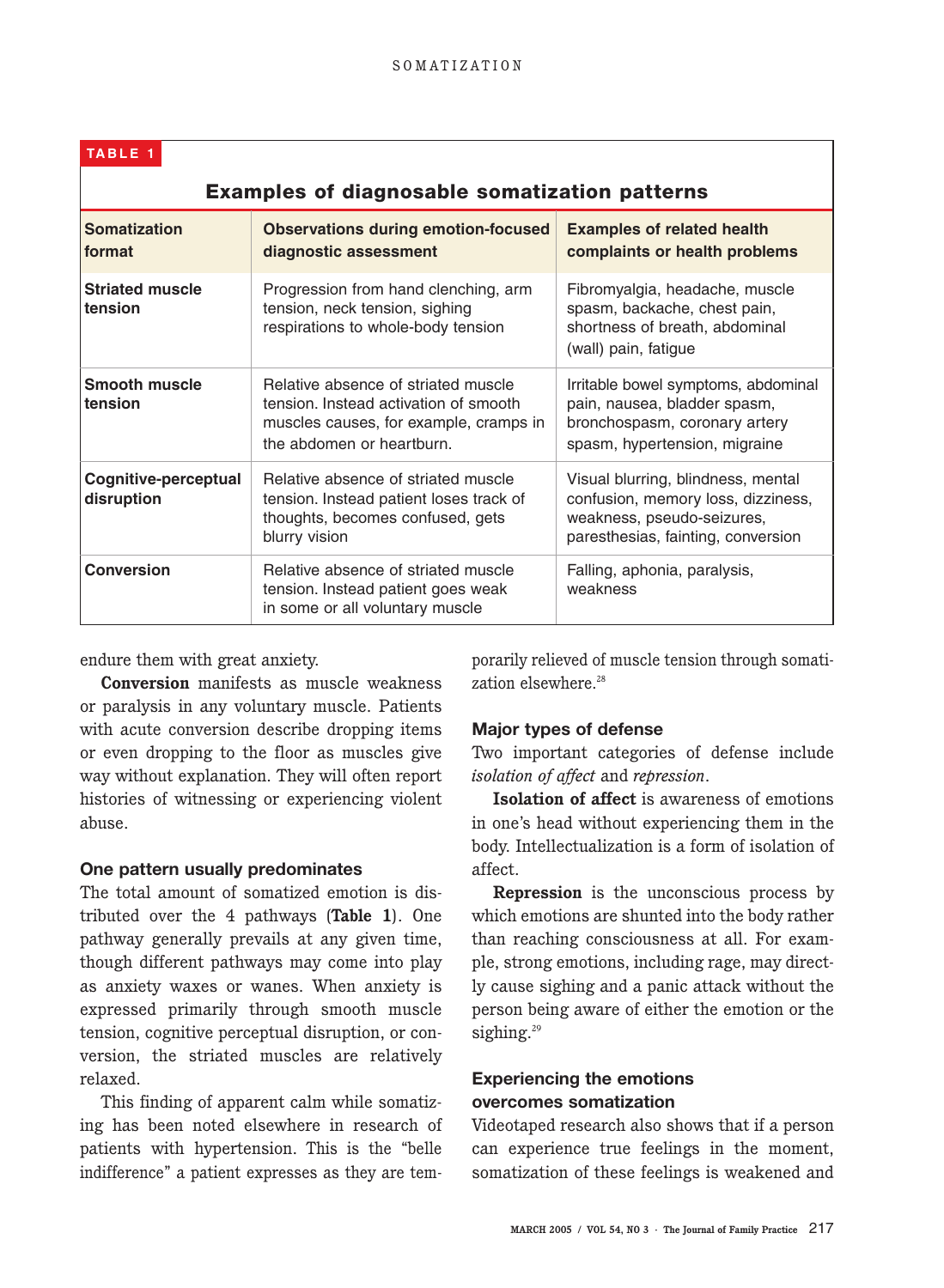**TABLE 1**

**Examples of diagnosable somatization patterns**

| Somatization format | Observations during emotion-focused diagnostic assessment | Examples of related health complaints or health problems |
|---|---|---|
| **Striated muscle tension** | Progression from hand clenching, arm tension, neck tension, sighing respirations to whole-body tension | Fibromyalgia, headache, muscle spasm, backache, chest pain, shortness of breath, abdominal (wall) pain, fatigue |
| **Smooth muscle tension** | Relative absence of striated muscle tension. Instead activation of smooth muscles causes, for example, cramps in the abdomen or heartburn. | Irritable bowel symptoms, abdominal pain, nausea, bladder spasm, bronchospasm, coronary artery spasm, hypertension, migraine |
| **Cognitive-perceptual disruption** | Relative absence of striated muscle tension. Instead patient loses track of thoughts, becomes confused, gets blurry vision | Visual blurring, blindness, mental confusion, memory loss, dizziness, weakness, pseudo-seizures, paresthesias, fainting, conversion |
| **Conversion** | Relative absence of striated muscle tension. Instead patient goes weak in some or all voluntary muscle | Falling, aphonia, paralysis, weakness |

endure them with great anxiety.

**Conversion** manifests as muscle weakness or paralysis in any voluntary muscle. Patients with acute conversion describe dropping items or even dropping to the floor as muscles give way without explanation. They will often report histories of witnessing or experiencing violent abuse.

### One pattern usually predominates

The total amount of somatized emotion is distributed over the 4 pathways (**Table 1**). One pathway generally prevails at any given time, though different pathways may come into play as anxiety waxes or wanes. When anxiety is expressed primarily through smooth muscle tension, cognitive perceptual disruption, or conversion, the striated muscles are relatively relaxed.

This finding of apparent calm while somatizing has been noted elsewhere in research of patients with hypertension. This is the "belle indifference" a patient expresses as they are temporarily relieved of muscle tension through somatization elsewhere.[28]

### Major types of defense

Two important categories of defense include *isolation of affect* and *repression*.

**Isolation of affect** is awareness of emotions in one's head without experiencing them in the body. Intellectualization is a form of isolation of affect.

**Repression** is the unconscious process by which emotions are shunted into the body rather than reaching consciousness at all. For example, strong emotions, including rage, may directly cause sighing and a panic attack without the person being aware of either the emotion or the sighing.[29]

### Experiencing the emotions overcomes somatization

Videotaped research also shows that if a person can experience true feelings in the moment, somatization of these feelings is weakened and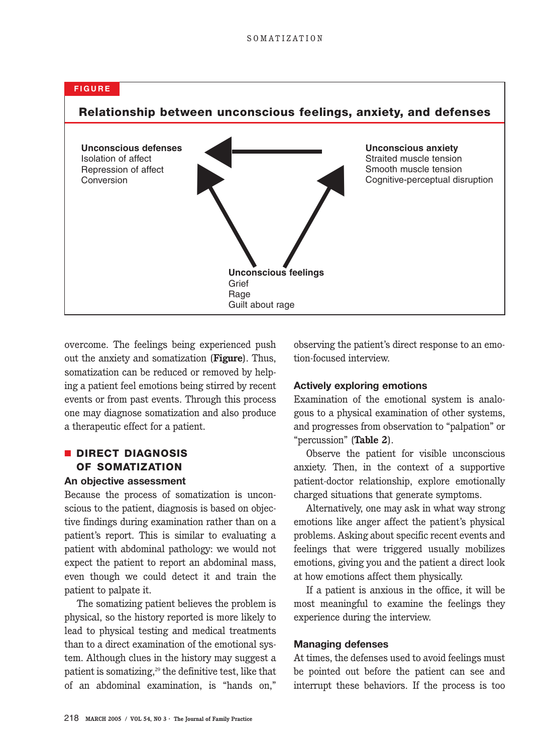**FIGURE**

**Relationship between unconscious feelings, anxiety, and defenses**

**Unconscious defenses**
Isolation of affect
Repression of affect
Conversion

**Unconscious anxiety**
Straited muscle tension
Smooth muscle tension
Cognitive-perceptual disruption

**Unconscious feelings**
Grief
Rage
Guilt about rage

overcome. The feelings being experienced push out the anxiety and somatization (**Figure**). Thus, somatization can be reduced or removed by helping a patient feel emotions being stirred by recent events or from past events. Through this process one may diagnose somatization and also produce a therapeutic effect for a patient.

## DIRECT DIAGNOSIS OF SOMATIZATION

### An objective assessment

Because the process of somatization is unconscious to the patient, diagnosis is based on objective findings during examination rather than on a patient's report. This is similar to evaluating a patient with abdominal pathology: we would not expect the patient to report an abdominal mass, even though we could detect it and train the patient to palpate it.

The somatizing patient believes the problem is physical, so the history reported is more likely to lead to physical testing and medical treatments than to a direct examination of the emotional system. Although clues in the history may suggest a patient is somatizing,[29] the definitive test, like that of an abdominal examination, is "hands on," observing the patient's direct response to an emotion-focused interview.

### Actively exploring emotions

Examination of the emotional system is analogous to a physical examination of other systems, and progresses from observation to "palpation" or "percussion" (**Table 2**).

Observe the patient for visible unconscious anxiety. Then, in the context of a supportive patient-doctor relationship, explore emotionally charged situations that generate symptoms.

Alternatively, one may ask in what way strong emotions like anger affect the patient's physical problems. Asking about specific recent events and feelings that were triggered usually mobilizes emotions, giving you and the patient a direct look at how emotions affect them physically.

If a patient is anxious in the office, it will be most meaningful to examine the feelings they experience during the interview.

### Managing defenses

At times, the defenses used to avoid feelings must be pointed out before the patient can see and interrupt these behaviors. If the process is too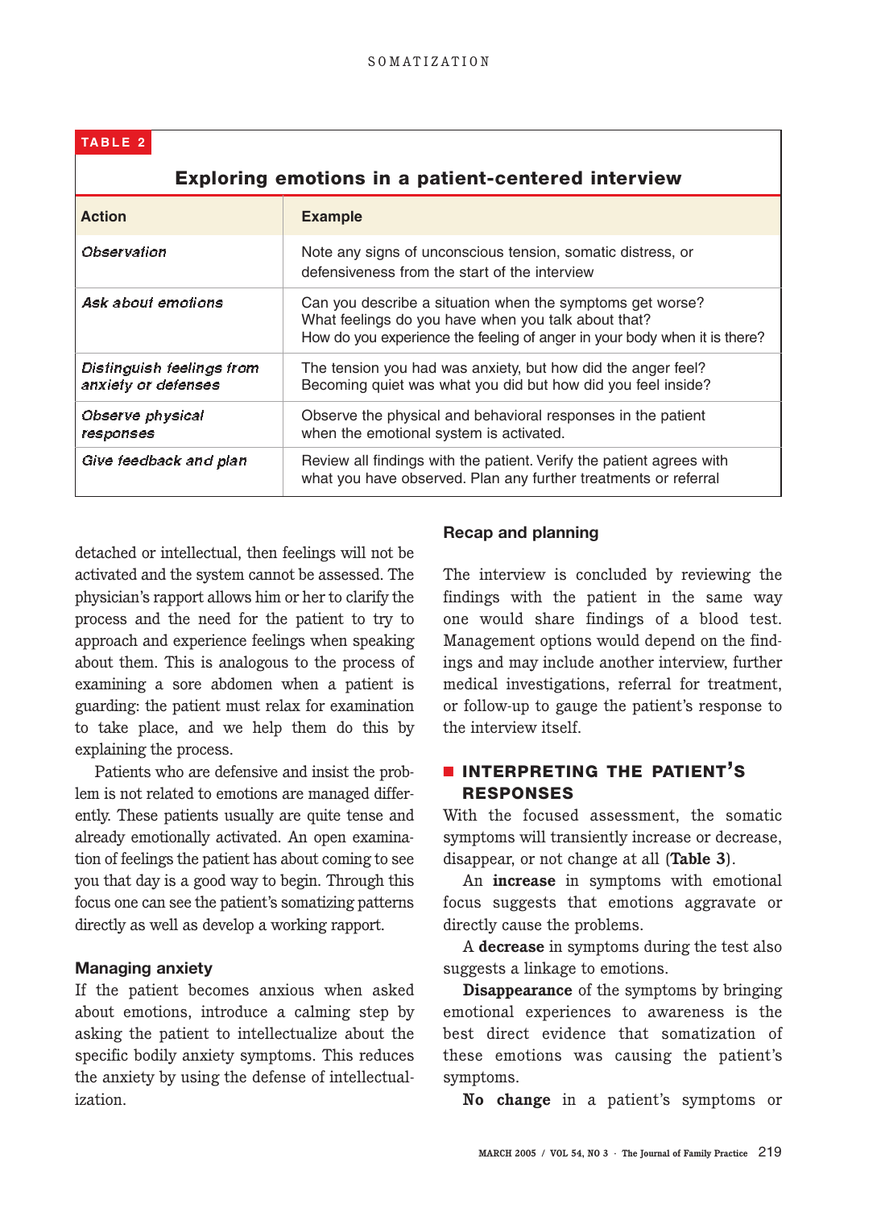**TABLE 2**

**Exploring emotions in a patient-centered interview**

| Action | Example |
|---|---|
| *Observation* | Note any signs of unconscious tension, somatic distress, or defensiveness from the start of the interview |
| *Ask about emotions* | Can you describe a situation when the symptoms get worse? What feelings do you have when you talk about that? How do you experience the feeling of anger in your body when it is there? |
| *Distinguish feelings from anxiety or defenses* | The tension you had was anxiety, but how did the anger feel? Becoming quiet was what you did but how did you feel inside? |
| *Observe physical responses* | Observe the physical and behavioral responses in the patient when the emotional system is activated. |
| *Give feedback and plan* | Review all findings with the patient. Verify the patient agrees with what you have observed. Plan any further treatments or referral |

detached or intellectual, then feelings will not be activated and the system cannot be assessed. The physician's rapport allows him or her to clarify the process and the need for the patient to try to approach and experience feelings when speaking about them. This is analogous to the process of examining a sore abdomen when a patient is guarding: the patient must relax for examination to take place, and we help them do this by explaining the process.

Patients who are defensive and insist the problem is not related to emotions are managed differently. These patients usually are quite tense and already emotionally activated. An open examination of feelings the patient has about coming to see you that day is a good way to begin. Through this focus one can see the patient's somatizing patterns directly as well as develop a working rapport.

### Managing anxiety

If the patient becomes anxious when asked about emotions, introduce a calming step by asking the patient to intellectualize about the specific bodily anxiety symptoms. This reduces the anxiety by using the defense of intellectualization.

### Recap and planning

The interview is concluded by reviewing the findings with the patient in the same way one would share findings of a blood test. Management options would depend on the findings and may include another interview, further medical investigations, referral for treatment, or follow-up to gauge the patient's response to the interview itself.

## INTERPRETING THE PATIENT'S RESPONSES

With the focused assessment, the somatic symptoms will transiently increase or decrease, disappear, or not change at all (**Table 3**).

An **increase** in symptoms with emotional focus suggests that emotions aggravate or directly cause the problems.

A **decrease** in symptoms during the test also suggests a linkage to emotions.

**Disappearance** of the symptoms by bringing emotional experiences to awareness is the best direct evidence that somatization of these emotions was causing the patient's symptoms.

**No change** in a patient's symptoms or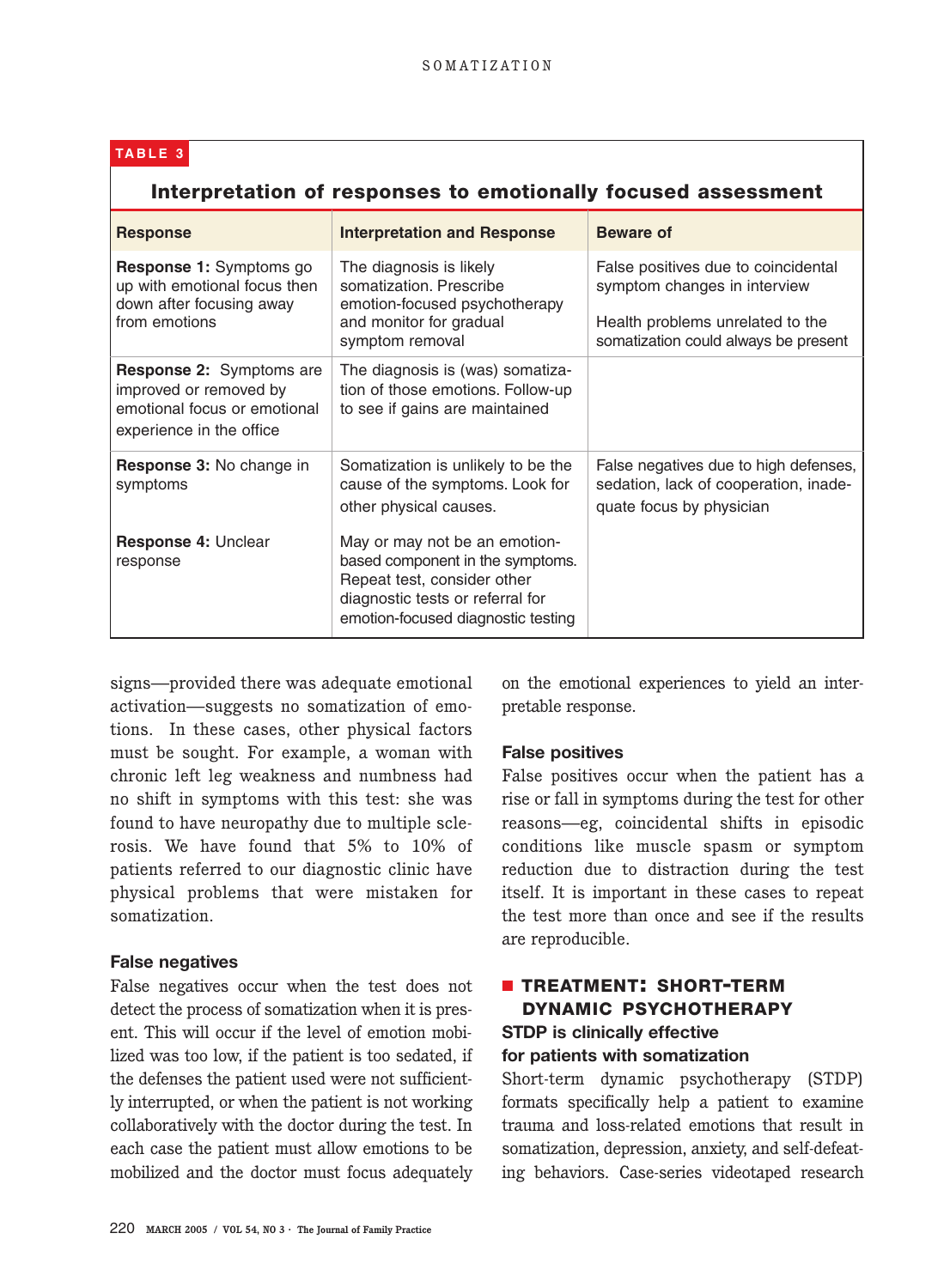**TABLE 3**

**Interpretation of responses to emotionally focused assessment**

| Response | Interpretation and Response | Beware of |
|---|---|---|
| **Response 1:** Symptoms go up with emotional focus then down after focusing away from emotions | The diagnosis is likely somatization. Prescribe emotion-focused psychotherapy and monitor for gradual symptom removal | False positives due to coincidental symptom changes in interview<br><br>Health problems unrelated to the somatization could always be present |
| **Response 2:** Symptoms are improved or removed by emotional focus or emotional experience in the office | The diagnosis is (was) somatization of those emotions. Follow-up to see if gains are maintained | |
| **Response 3:** No change in symptoms | Somatization is unlikely to be the cause of the symptoms. Look for other physical causes. | False negatives due to high defenses, sedation, lack of cooperation, inadequate focus by physician |
| **Response 4:** Unclear response | May or may not be an emotion-based component in the symptoms. Repeat test, consider other diagnostic tests or referral for emotion-focused diagnostic testing | |

signs—provided there was adequate emotional activation—suggests no somatization of emotions. In these cases, other physical factors must be sought. For example, a woman with chronic left leg weakness and numbness had no shift in symptoms with this test: she was found to have neuropathy due to multiple sclerosis. We have found that 5% to 10% of patients referred to our diagnostic clinic have physical problems that were mistaken for somatization.

#### False negatives

False negatives occur when the test does not detect the process of somatization when it is present. This will occur if the level of emotion mobilized was too low, if the patient is too sedated, if the defenses the patient used were not sufficiently interrupted, or when the patient is not working collaboratively with the doctor during the test. In each case the patient must allow emotions to be mobilized and the doctor must focus adequately on the emotional experiences to yield an interpretable response.

#### False positives

False positives occur when the patient has a rise or fall in symptoms during the test for other reasons—eg, coincidental shifts in episodic conditions like muscle spasm or symptom reduction due to distraction during the test itself. It is important in these cases to repeat the test more than once and see if the results are reproducible.

## TREATMENT: SHORT-TERM DYNAMIC PSYCHOTHERAPY

#### STDP is clinically effective for patients with somatization

Short-term dynamic psychotherapy (STDP) formats specifically help a patient to examine trauma and loss-related emotions that result in somatization, depression, anxiety, and self-defeating behaviors. Case-series videotaped research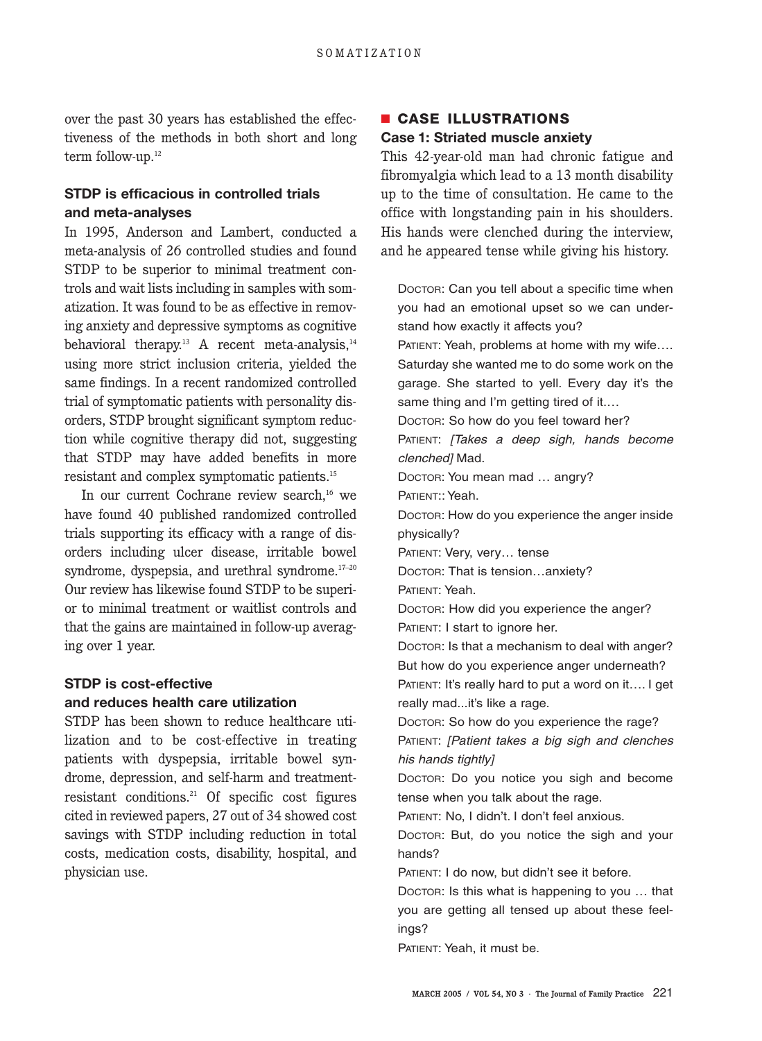over the past 30 years has established the effectiveness of the methods in both short and long term follow-up.[12]

### STDP is efficacious in controlled trials and meta-analyses

In 1995, Anderson and Lambert, conducted a meta-analysis of 26 controlled studies and found STDP to be superior to minimal treatment controls and wait lists including in samples with somatization. It was found to be as effective in removing anxiety and depressive symptoms as cognitive behavioral therapy.[13] A recent meta-analysis,[14] using more strict inclusion criteria, yielded the same findings. In a recent randomized controlled trial of symptomatic patients with personality disorders, STDP brought significant symptom reduction while cognitive therapy did not, suggesting that STDP may have added benefits in more resistant and complex symptomatic patients.[15]

In our current Cochrane review search,[16] we have found 40 published randomized controlled trials supporting its efficacy with a range of disorders including ulcer disease, irritable bowel syndrome, dyspepsia, and urethral syndrome.[17–20] Our review has likewise found STDP to be superior to minimal treatment or waitlist controls and that the gains are maintained in follow-up averaging over 1 year.

### STDP is cost-effective and reduces health care utilization

STDP has been shown to reduce healthcare utilization and to be cost-effective in treating patients with dyspepsia, irritable bowel syndrome, depression, and self-harm and treatment-resistant conditions.[21] Of specific cost figures cited in reviewed papers, 27 out of 34 showed cost savings with STDP including reduction in total costs, medication costs, disability, hospital, and physician use.

## CASE ILLUSTRATIONS

### Case 1: Striated muscle anxiety

This 42-year-old man had chronic fatigue and fibromyalgia which lead to a 13 month disability up to the time of consultation. He came to the office with longstanding pain in his shoulders. His hands were clenched during the interview, and he appeared tense while giving his history.

DOCTOR: Can you tell about a specific time when you had an emotional upset so we can understand how exactly it affects you?

PATIENT: Yeah, problems at home with my wife…. Saturday she wanted me to do some work on the garage. She started to yell. Every day it's the same thing and I'm getting tired of it.…

DOCTOR: So how do you feel toward her?

PATIENT: *[Takes a deep sigh, hands become clenched]* Mad.

DOCTOR: You mean mad … angry?

PATIENT:: Yeah.

DOCTOR: How do you experience the anger inside physically?

PATIENT: Very, very… tense

DOCTOR: That is tension…anxiety?

PATIENT: Yeah.

DOCTOR: How did you experience the anger?

PATIENT: I start to ignore her.

DOCTOR: Is that a mechanism to deal with anger? But how do you experience anger underneath?

PATIENT: It's really hard to put a word on it…. I get really mad...it's like a rage.

DOCTOR: So how do you experience the rage?

PATIENT: *[Patient takes a big sigh and clenches his hands tightly]*

DOCTOR: Do you notice you sigh and become tense when you talk about the rage.

PATIENT: No, I didn't. I don't feel anxious.

DOCTOR: But, do you notice the sigh and your hands?

PATIENT: I do now, but didn't see it before.

DOCTOR: Is this what is happening to you … that you are getting all tensed up about these feelings?

PATIENT: Yeah, it must be.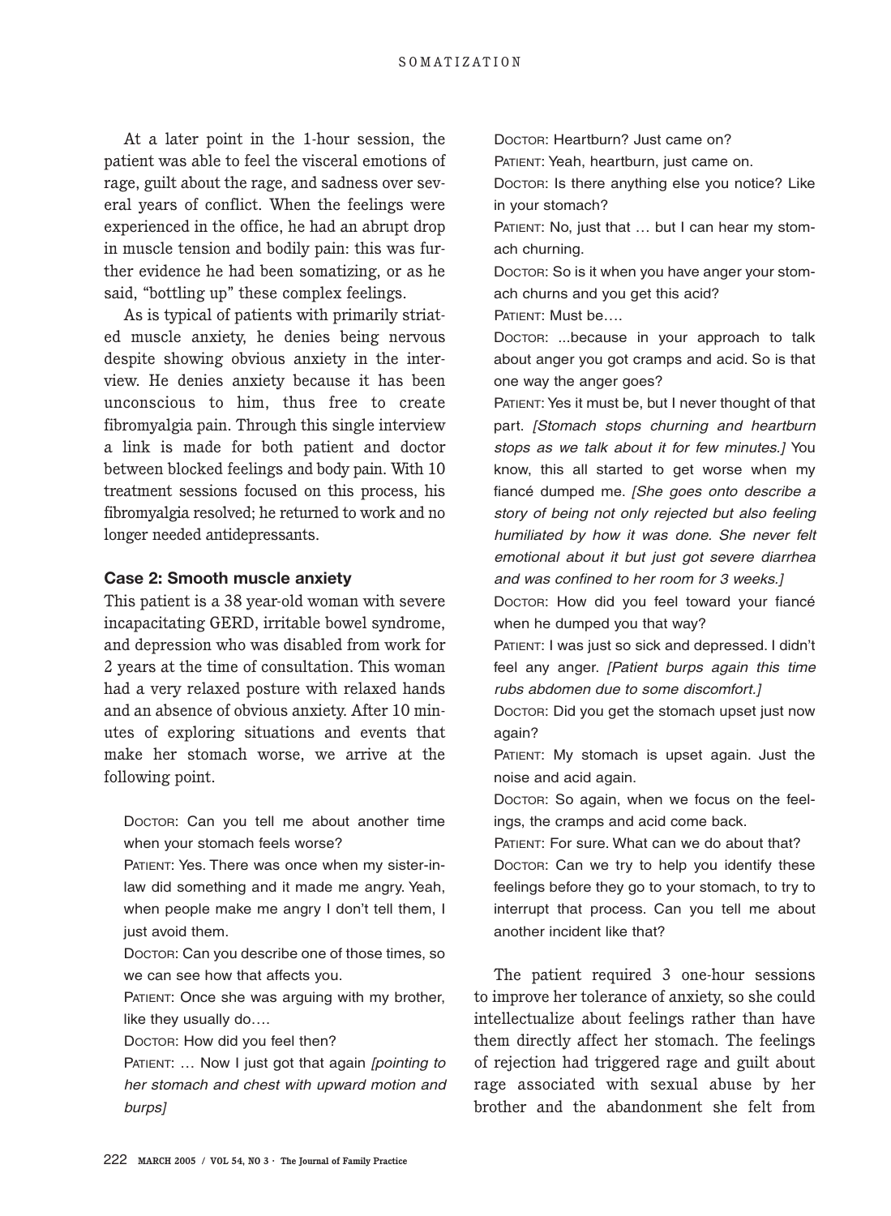At a later point in the 1-hour session, the patient was able to feel the visceral emotions of rage, guilt about the rage, and sadness over several years of conflict. When the feelings were experienced in the office, he had an abrupt drop in muscle tension and bodily pain: this was further evidence he had been somatizing, or as he said, "bottling up" these complex feelings.

As is typical of patients with primarily striated muscle anxiety, he denies being nervous despite showing obvious anxiety in the interview. He denies anxiety because it has been unconscious to him, thus free to create fibromyalgia pain. Through this single interview a link is made for both patient and doctor between blocked feelings and body pain. With 10 treatment sessions focused on this process, his fibromyalgia resolved; he returned to work and no longer needed antidepressants.

### Case 2: Smooth muscle anxiety

This patient is a 38 year-old woman with severe incapacitating GERD, irritable bowel syndrome, and depression who was disabled from work for 2 years at the time of consultation. This woman had a very relaxed posture with relaxed hands and an absence of obvious anxiety. After 10 minutes of exploring situations and events that make her stomach worse, we arrive at the following point.

DOCTOR: Can you tell me about another time when your stomach feels worse?

PATIENT: Yes. There was once when my sister-in-law did something and it made me angry. Yeah, when people make me angry I don't tell them, I just avoid them.

DOCTOR: Can you describe one of those times, so we can see how that affects you.

PATIENT: Once she was arguing with my brother, like they usually do….

DOCTOR: How did you feel then?

PATIENT: … Now I just got that again *[pointing to her stomach and chest with upward motion and burps]*

DOCTOR: Heartburn? Just came on?

PATIENT: Yeah, heartburn, just came on.

DOCTOR: Is there anything else you notice? Like in your stomach?

PATIENT: No, just that … but I can hear my stomach churning.

DOCTOR: So is it when you have anger your stomach churns and you get this acid?

PATIENT: Must be….

DOCTOR: ...because in your approach to talk about anger you got cramps and acid. So is that one way the anger goes?

PATIENT: Yes it must be, but I never thought of that part. *[Stomach stops churning and heartburn stops as we talk about it for few minutes.]* You know, this all started to get worse when my fiancé dumped me. *[She goes onto describe a story of being not only rejected but also feeling humiliated by how it was done. She never felt emotional about it but just got severe diarrhea and was confined to her room for 3 weeks.]*

DOCTOR: How did you feel toward your fiancé when he dumped you that way?

PATIENT: I was just so sick and depressed. I didn't feel any anger. *[Patient burps again this time rubs abdomen due to some discomfort.]*

DOCTOR: Did you get the stomach upset just now again?

PATIENT: My stomach is upset again. Just the noise and acid again.

DOCTOR: So again, when we focus on the feelings, the cramps and acid come back.

PATIENT: For sure. What can we do about that?

DOCTOR: Can we try to help you identify these feelings before they go to your stomach, to try to interrupt that process. Can you tell me about another incident like that?

The patient required 3 one-hour sessions to improve her tolerance of anxiety, so she could intellectualize about feelings rather than have them directly affect her stomach. The feelings of rejection had triggered rage and guilt about rage associated with sexual abuse by her brother and the abandonment she felt from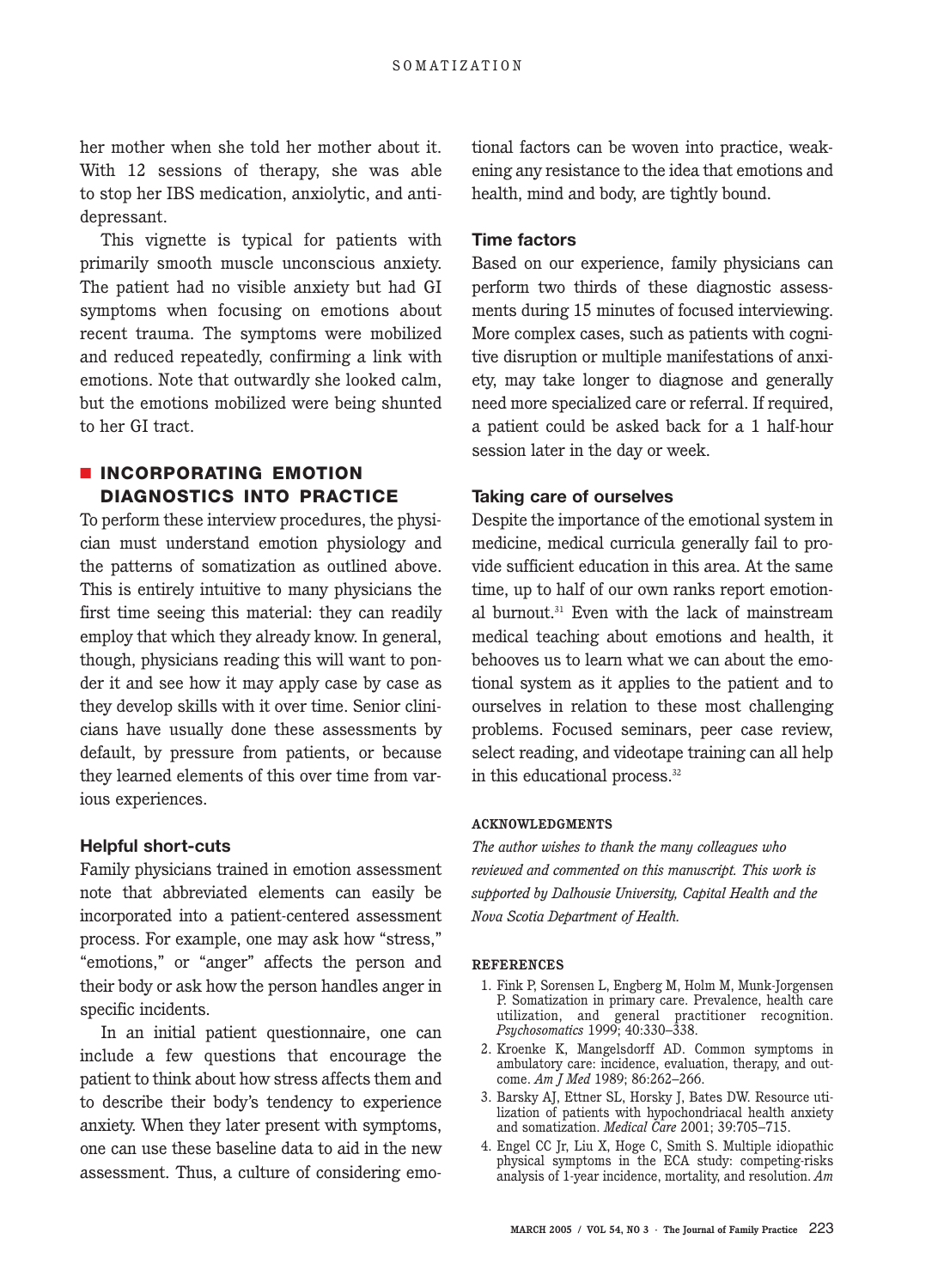her mother when she told her mother about it. With 12 sessions of therapy, she was able to stop her IBS medication, anxiolytic, and antidepressant.

This vignette is typical for patients with primarily smooth muscle unconscious anxiety. The patient had no visible anxiety but had GI symptoms when focusing on emotions about recent trauma. The symptoms were mobilized and reduced repeatedly, confirming a link with emotions. Note that outwardly she looked calm, but the emotions mobilized were being shunted to her GI tract.

## INCORPORATING EMOTION DIAGNOSTICS INTO PRACTICE

To perform these interview procedures, the physician must understand emotion physiology and the patterns of somatization as outlined above. This is entirely intuitive to many physicians the first time seeing this material: they can readily employ that which they already know. In general, though, physicians reading this will want to ponder it and see how it may apply case by case as they develop skills with it over time. Senior clinicians have usually done these assessments by default, by pressure from patients, or because they learned elements of this over time from various experiences.

### Helpful short-cuts

Family physicians trained in emotion assessment note that abbreviated elements can easily be incorporated into a patient-centered assessment process. For example, one may ask how "stress," "emotions," or "anger" affects the person and their body or ask how the person handles anger in specific incidents.

In an initial patient questionnaire, one can include a few questions that encourage the patient to think about how stress affects them and to describe their body's tendency to experience anxiety. When they later present with symptoms, one can use these baseline data to aid in the new assessment. Thus, a culture of considering emotional factors can be woven into practice, weakening any resistance to the idea that emotions and health, mind and body, are tightly bound.

### Time factors

Based on our experience, family physicians can perform two thirds of these diagnostic assessments during 15 minutes of focused interviewing. More complex cases, such as patients with cognitive disruption or multiple manifestations of anxiety, may take longer to diagnose and generally need more specialized care or referral. If required, a patient could be asked back for a 1 half-hour session later in the day or week.

### Taking care of ourselves

Despite the importance of the emotional system in medicine, medical curricula generally fail to provide sufficient education in this area. At the same time, up to half of our own ranks report emotional burnout.[31] Even with the lack of mainstream medical teaching about emotions and health, it behooves us to learn what we can about the emotional system as it applies to the patient and to ourselves in relation to these most challenging problems. Focused seminars, peer case review, select reading, and videotape training can all help in this educational process.[32]

#### ACKNOWLEDGMENTS

*The author wishes to thank the many colleagues who reviewed and commented on this manuscript. This work is supported by Dalhousie University, Capital Health and the Nova Scotia Department of Health.*

#### REFERENCES

1. Fink P, Sorensen L, Engberg M, Holm M, Munk-Jorgensen P. Somatization in primary care. Prevalence, health care utilization, and general practitioner recognition. *Psychosomatics* 1999; 40:330–338.
2. Kroenke K, Mangelsdorff AD. Common symptoms in ambulatory care: incidence, evaluation, therapy, and outcome. *Am J Med* 1989; 86:262–266.
3. Barsky AJ, Ettner SL, Horsky J, Bates DW. Resource utilization of patients with hypochondriacal health anxiety and somatization. *Medical Care* 2001; 39:705–715.
4. Engel CC Jr, Liu X, Hoge C, Smith S. Multiple idiopathic physical symptoms in the ECA study: competing-risks analysis of 1-year incidence, mortality, and resolution. *Am*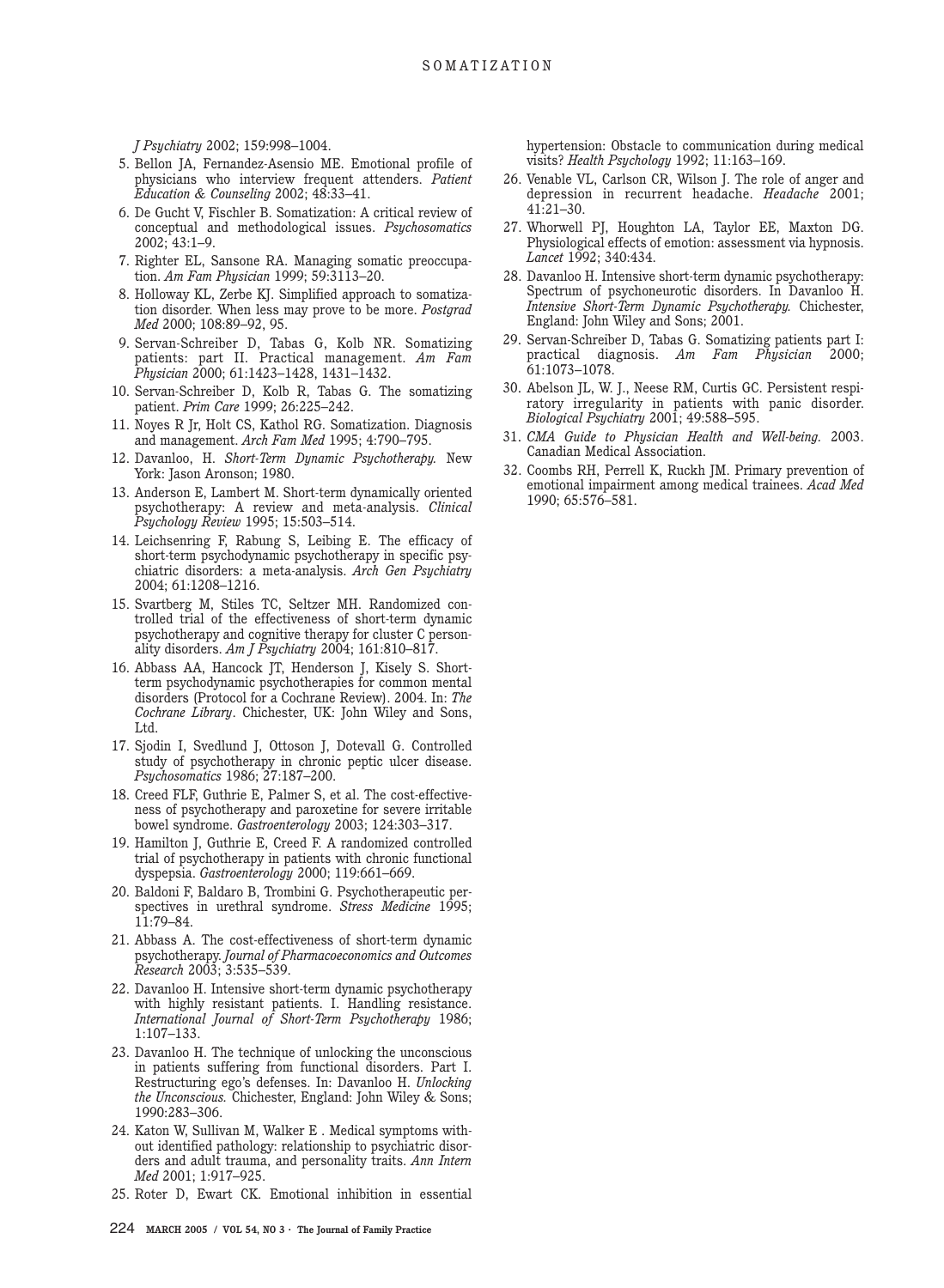*J Psychiatry* 2002; 159:998–1004.

5. Bellon JA, Fernandez-Asensio ME. Emotional profile of physicians who interview frequent attenders. *Patient Education & Counseling* 2002; 48:33–41.
6. De Gucht V, Fischler B. Somatization: A critical review of conceptual and methodological issues. *Psychosomatics* 2002; 43:1–9.
7. Righter EL, Sansone RA. Managing somatic preoccupation. *Am Fam Physician* 1999; 59:3113–20.
8. Holloway KL, Zerbe KJ. Simplified approach to somatization disorder. When less may prove to be more. *Postgrad Med* 2000; 108:89–92, 95.
9. Servan-Schreiber D, Tabas G, Kolb NR. Somatizing patients: part II. Practical management. *Am Fam Physician* 2000; 61:1423–1428, 1431–1432.
10. Servan-Schreiber D, Kolb R, Tabas G. The somatizing patient. *Prim Care* 1999; 26:225–242.
11. Noyes R Jr, Holt CS, Kathol RG. Somatization. Diagnosis and management. *Arch Fam Med* 1995; 4:790–795.
12. Davanloo, H. *Short-Term Dynamic Psychotherapy.* New York: Jason Aronson; 1980.
13. Anderson E, Lambert M. Short-term dynamically oriented psychotherapy: A review and meta-analysis. *Clinical Psychology Review* 1995; 15:503–514.
14. Leichsenring F, Rabung S, Leibing E. The efficacy of short-term psychodynamic psychotherapy in specific psychiatric disorders: a meta-analysis. *Arch Gen Psychiatry* 2004; 61:1208–1216.
15. Svartberg M, Stiles TC, Seltzer MH. Randomized controlled trial of the effectiveness of short-term dynamic psychotherapy and cognitive therapy for cluster C personality disorders. *Am J Psychiatry* 2004; 161:810–817.
16. Abbass AA, Hancock JT, Henderson J, Kisely S. Short-term psychodynamic psychotherapies for common mental disorders (Protocol for a Cochrane Review). 2004. In: *The Cochrane Library*. Chichester, UK: John Wiley and Sons, Ltd.
17. Sjodin I, Svedlund J, Ottoson J, Dotevall G. Controlled study of psychotherapy in chronic peptic ulcer disease. *Psychosomatics* 1986; 27:187–200.
18. Creed FLF, Guthrie E, Palmer S, et al. The cost-effectiveness of psychotherapy and paroxetine for severe irritable bowel syndrome. *Gastroenterology* 2003; 124:303–317.
19. Hamilton J, Guthrie E, Creed F. A randomized controlled trial of psychotherapy in patients with chronic functional dyspepsia. *Gastroenterology* 2000; 119:661–669.
20. Baldoni F, Baldaro B, Trombini G. Psychotherapeutic perspectives in urethral syndrome. *Stress Medicine* 1995; 11:79–84.
21. Abbass A. The cost-effectiveness of short-term dynamic psychotherapy. *Journal of Pharmacoeconomics and Outcomes Research* 2003; 3:535–539.
22. Davanloo H. Intensive short-term dynamic psychotherapy with highly resistant patients. I. Handling resistance. *International Journal of Short-Term Psychotherapy* 1986; 1:107–133.
23. Davanloo H. The technique of unlocking the unconscious in patients suffering from functional disorders. Part I. Restructuring ego's defenses. In: Davanloo H. *Unlocking the Unconscious.* Chichester, England: John Wiley & Sons; 1990:283–306.
24. Katon W, Sullivan M, Walker E . Medical symptoms without identified pathology: relationship to psychiatric disorders and adult trauma, and personality traits. *Ann Intern Med* 2001; 1:917–925.
25. Roter D, Ewart CK. Emotional inhibition in essential hypertension: Obstacle to communication during medical visits? *Health Psychology* 1992; 11:163–169.
26. Venable VL, Carlson CR, Wilson J. The role of anger and depression in recurrent headache. *Headache* 2001; 41:21–30.
27. Whorwell PJ, Houghton LA, Taylor EE, Maxton DG. Physiological effects of emotion: assessment via hypnosis. *Lancet* 1992; 340:434.
28. Davanloo H. Intensive short-term dynamic psychotherapy: Spectrum of psychoneurotic disorders. In Davanloo H. *Intensive Short-Term Dynamic Psychotherapy.* Chichester, England: John Wiley and Sons; 2001.
29. Servan-Schreiber D, Tabas G. Somatizing patients part I: practical diagnosis. *Am Fam Physician* 2000; 61:1073–1078.
30. Abelson JL, W. J., Neese RM, Curtis GC. Persistent respiratory irregularity in patients with panic disorder. *Biological Psychiatry* 2001; 49:588–595.
31. *CMA Guide to Physician Health and Well-being.* 2003. Canadian Medical Association.
32. Coombs RH, Perrell K, Ruckh JM. Primary prevention of emotional impairment among medical trainees. *Acad Med* 1990; 65:576–581.